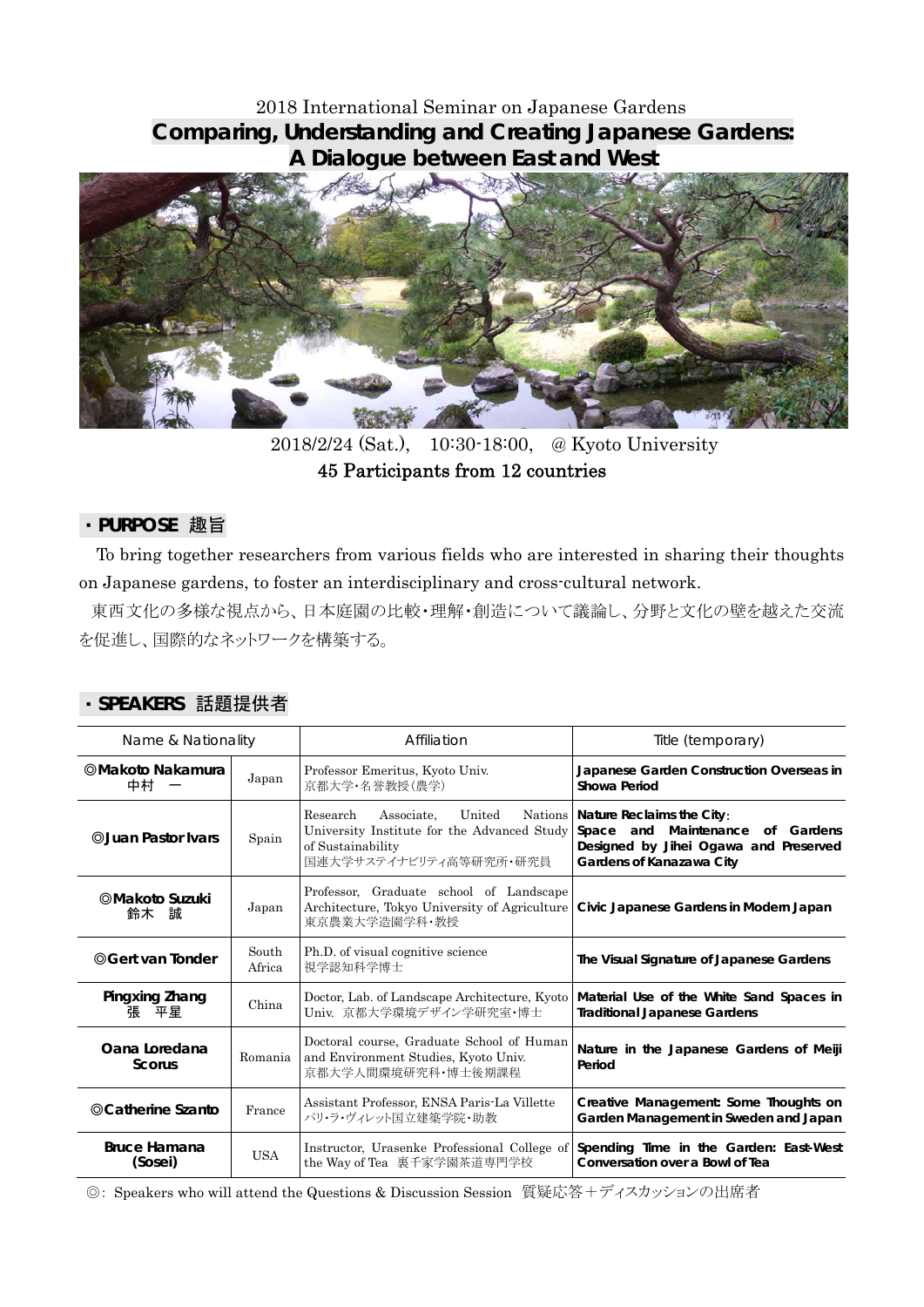2018 International Seminar on Japanese Gardens

# Comparing, Understanding and Creating Japanese Gardens: A Dialogue between East and West

2018/2/24 (Sat.),　10:30-18:00,　@ Kyoto University

45 Participants from 12 countries

## ・PURPOSE 趣旨

To bring together researchers from various fields who are interested in sharing their thoughts on Japanese gardens, to foster an interdisciplinary and cross-cultural network.

東西文化の多様な視点から、日本庭園の比較・理解・創造について議論し、分野と文化の壁を越えた交流を促進し、国際的なネットワークを構築する。

## ・SPEAKERS 話題提供者

| Name & Nationality | | Affiliation | Title (temporary) |
|---|---|---|---|
| ◎**Makoto Nakamura** 中村　一 | Japan | Professor Emeritus, Kyoto Univ. 京都大学・名誉教授（農学） | **Japanese Garden Construction Overseas in Showa Period** |
| ◎**Juan Pastor Ivars** | Spain | Research Associate, United Nations University Institute for the Advanced Study of Sustainability 国連大学サステイナビリティ高等研究所・研究員 | **Nature Reclaims the City: Space and Maintenance of Gardens Designed by Jihei Ogawa and Preserved Gardens of Kanazawa City** |
| ◎**Makoto Suzuki** 鈴木　誠 | Japan | Professor, Graduate school of Landscape Architecture, Tokyo University of Agriculture 東京農業大学造園学科・教授 | **Civic Japanese Gardens in Modern Japan** |
| ◎**Gert van Tonder** | South Africa | Ph.D. of visual cognitive science 視学認知科学博士 | **The Visual Signature of Japanese Gardens** |
| **Pingxing Zhang** 張　平星 | China | Doctor, Lab. of Landscape Architecture, Kyoto Univ. 京都大学環境デザイン学研究室・博士 | **Material Use of the White Sand Spaces in Traditional Japanese Gardens** |
| **Oana Loredana Scorus** | Romania | Doctoral course, Graduate School of Human and Environment Studies, Kyoto Univ. 京都大学人間環境研究科・博士後期課程 | **Nature in the Japanese Gardens of Meiji Period** |
| ◎**Catherine Szanto** | France | Assistant Professor, ENSA Paris-La Villette パリ・ラ・ヴィレット国立建築学院・助教 | **Creative Management: Some Thoughts on Garden Management in Sweden and Japan** |
| **Bruce Hamana (Sosei)** | USA | Instructor, Urasenke Professional College of the Way of Tea 裏千家学園茶道専門学校 | **Spending Time in the Garden: East-West Conversation over a Bowl of Tea** |

◎: Speakers who will attend the Questions & Discussion Session　質疑応答＋ディスカッションの出席者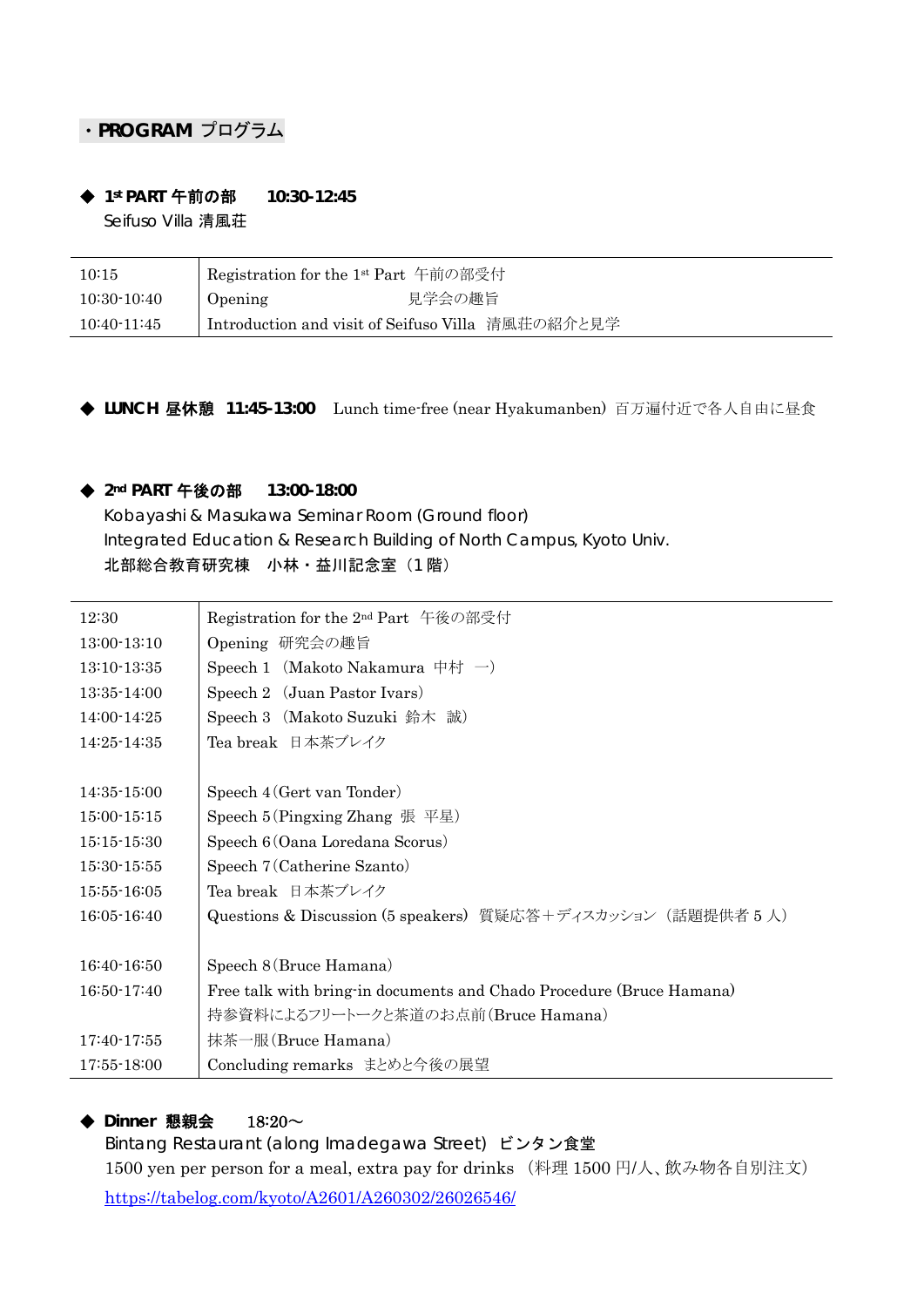## ・PROGRAM プログラム

### ◆ 1st PART 午前の部　10:30-12:45

Seifuso Villa 清風荘

| | |
|---|---|
| 10:15 | Registration for the 1st Part 午前の部受付 |
| 10:30-10:40 | Opening　　　　　　　見学会の趣旨 |
| 10:40-11:45 | Introduction and visit of Seifuso Villa 清風荘の紹介と見学 |

### ◆ LUNCH 昼休憩　11:45-13:00

Lunch time-free (near Hyakumanben) 百万遍付近で各人自由に昼食

### ◆ 2nd PART 午後の部　13:00-18:00

Kobayashi & Masukawa Seminar Room (Ground floor)
Integrated Education & Research Building of North Campus, Kyoto Univ.
北部総合教育研究棟　小林・益川記念室（1 階）

| | |
|---|---|
| 12:30 | Registration for the 2nd Part 午後の部受付 |
| 13:00-13:10 | Opening 研究会の趣旨 |
| 13:10-13:35 | Speech 1 （Makoto Nakamura 中村 一） |
| 13:35-14:00 | Speech 2 （Juan Pastor Ivars） |
| 14:00-14:25 | Speech 3 （Makoto Suzuki 鈴木 誠） |
| 14:25-14:35 | Tea break 日本茶ブレイク |
| | |
| 14:35-15:00 | Speech 4（Gert van Tonder） |
| 15:00-15:15 | Speech 5（Pingxing Zhang 張 平星） |
| 15:15-15:30 | Speech 6（Oana Loredana Scorus） |
| 15:30-15:55 | Speech 7（Catherine Szanto） |
| 15:55-16:05 | Tea break 日本茶ブレイク |
| 16:05-16:40 | Questions & Discussion (5 speakers) 質疑応答＋ディスカッション（話題提供者 5 人） |
| | |
| 16:40-16:50 | Speech 8（Bruce Hamana） |
| 16:50-17:40 | Free talk with bring-in documents and Chado Procedure (Bruce Hamana) 持参資料によるフリートークと茶道のお点前（Bruce Hamana） |
| 17:40-17:55 | 抹茶一服（Bruce Hamana） |
| 17:55-18:00 | Concluding remarks まとめと今後の展望 |

### ◆ Dinner 懇親会　18:20～

Bintang Restaurant (along Imadegawa Street) ビンタン食堂
1500 yen per person for a meal, extra pay for drinks （料理 1500 円/人、飲み物各自別注文）
https://tabelog.com/kyoto/A2601/A260302/26026546/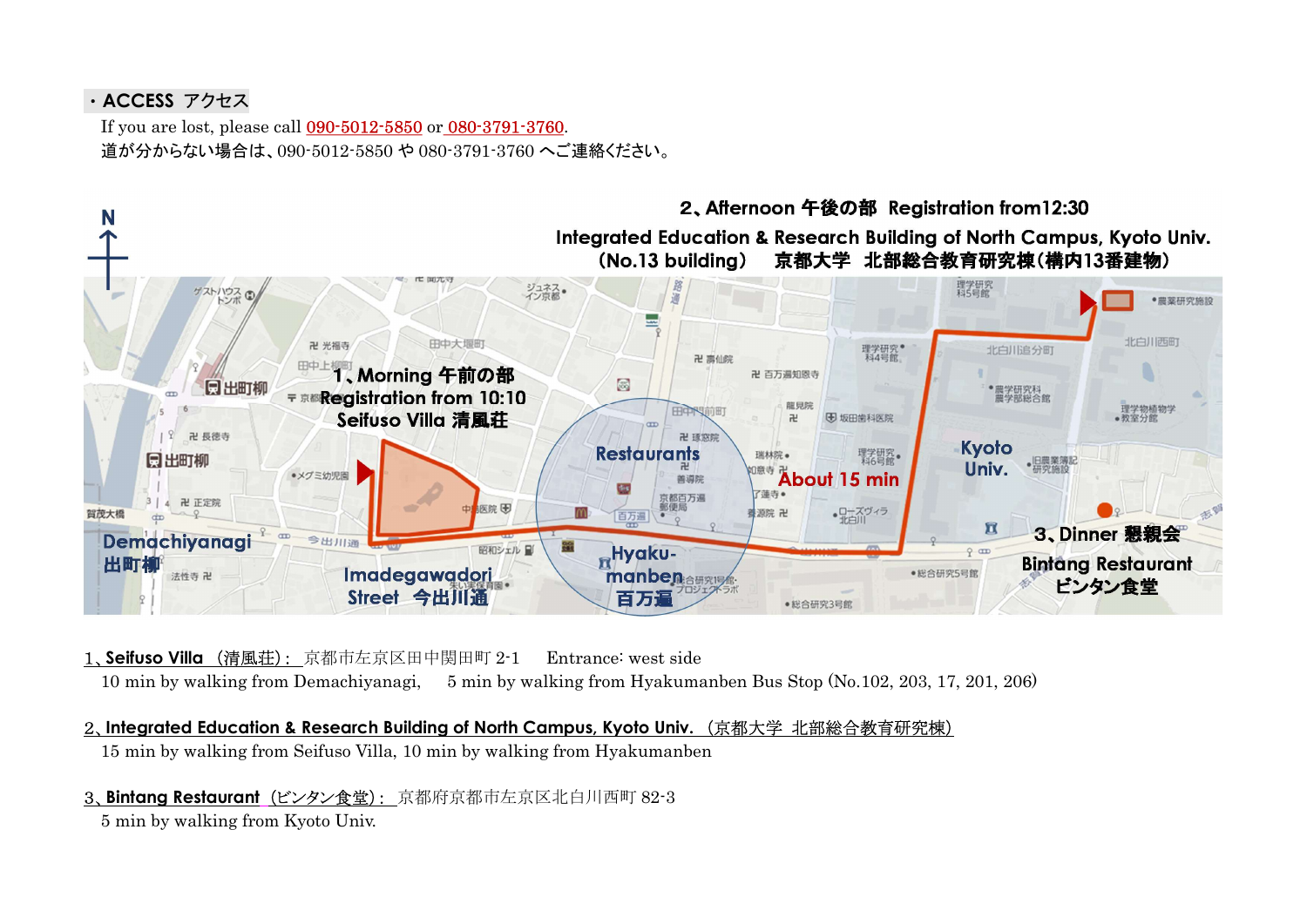## ・ACCESS アクセス

If you are lost, please call 090-5012-5850 or 080-3791-3760.
道が分からない場合は、090-5012-5850 や 080-3791-3760 へご連絡ください。

**2、Afternoon 午後の部 Registration from12:30**
**Integrated Education & Research Building of North Campus, Kyoto Univ. (No.13 building) 京都大学 北部総合教育研究棟(構内13番建物)**

**1、Morning 午前の部 Registration from 10:10 Seifuso Villa 清風荘**

**Restaurants**

**About 15 min**

**Kyoto Univ.**

**3、Dinner 懇親会 Bintang Restaurant ビンタン食堂**

**Demachiyanagi 出町柳**

**Imadegawadori Street 今出川通**

**Hyaku-manben 百万遍**

1、**Seifuso Villa** (清風荘)： 京都市左京区田中関田町 2-1 Entrance: west side
10 min by walking from Demachiyanagi, 5 min by walking from Hyakumanben Bus Stop (No.102, 203, 17, 201, 206)

2、**Integrated Education & Research Building of North Campus, Kyoto Univ.** (京都大学 北部総合教育研究棟)
15 min by walking from Seifuso Villa, 10 min by walking from Hyakumanben

3、**Bintang Restaurant** (ビンタン食堂)： 京都府京都市左京区北白川西町 82-3
5 min by walking from Kyoto Univ.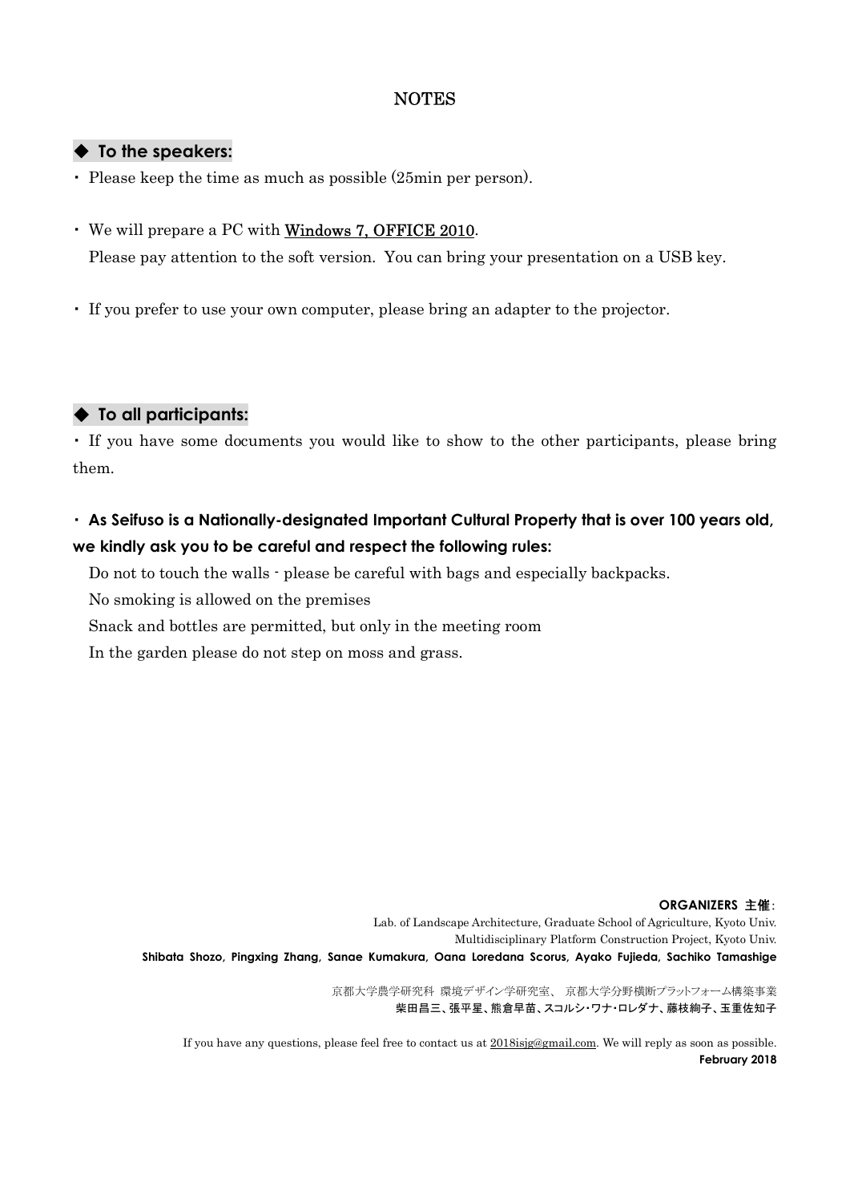# NOTES

## ◆ To the speakers:

・ Please keep the time as much as possible (25min per person).

・ We will prepare a PC with Windows 7, OFFICE 2010.
Please pay attention to the soft version. You can bring your presentation on a USB key.

・ If you prefer to use your own computer, please bring an adapter to the projector.

## ◆ To all participants:

・ If you have some documents you would like to show to the other participants, please bring them.

**・ As Seifuso is a Nationally-designated Important Cultural Property that is over 100 years old, we kindly ask you to be careful and respect the following rules:**

Do not to touch the walls - please be careful with bags and especially backpacks.

No smoking is allowed on the premises

Snack and bottles are permitted, but only in the meeting room

In the garden please do not step on moss and grass.

**ORGANIZERS 主催**:

Lab. of Landscape Architecture, Graduate School of Agriculture, Kyoto Univ.

Multidisciplinary Platform Construction Project, Kyoto Univ.

**Shibata Shozo, Pingxing Zhang, Sanae Kumakura, Oana Loredana Scorus, Ayako Fujieda, Sachiko Tamashige**

京都大学農学研究科 環境デザイン学研究室、 京都大学分野横断プラットフォーム構築事業

**柴田昌三、張平星、熊倉早苗、スコルシ・ワナ・ロレダナ、藤枝絢子、玉重佐知子**

If you have any questions, please feel free to contact us at 2018isjg@gmail.com. We will reply as soon as possible.

**February 2018**